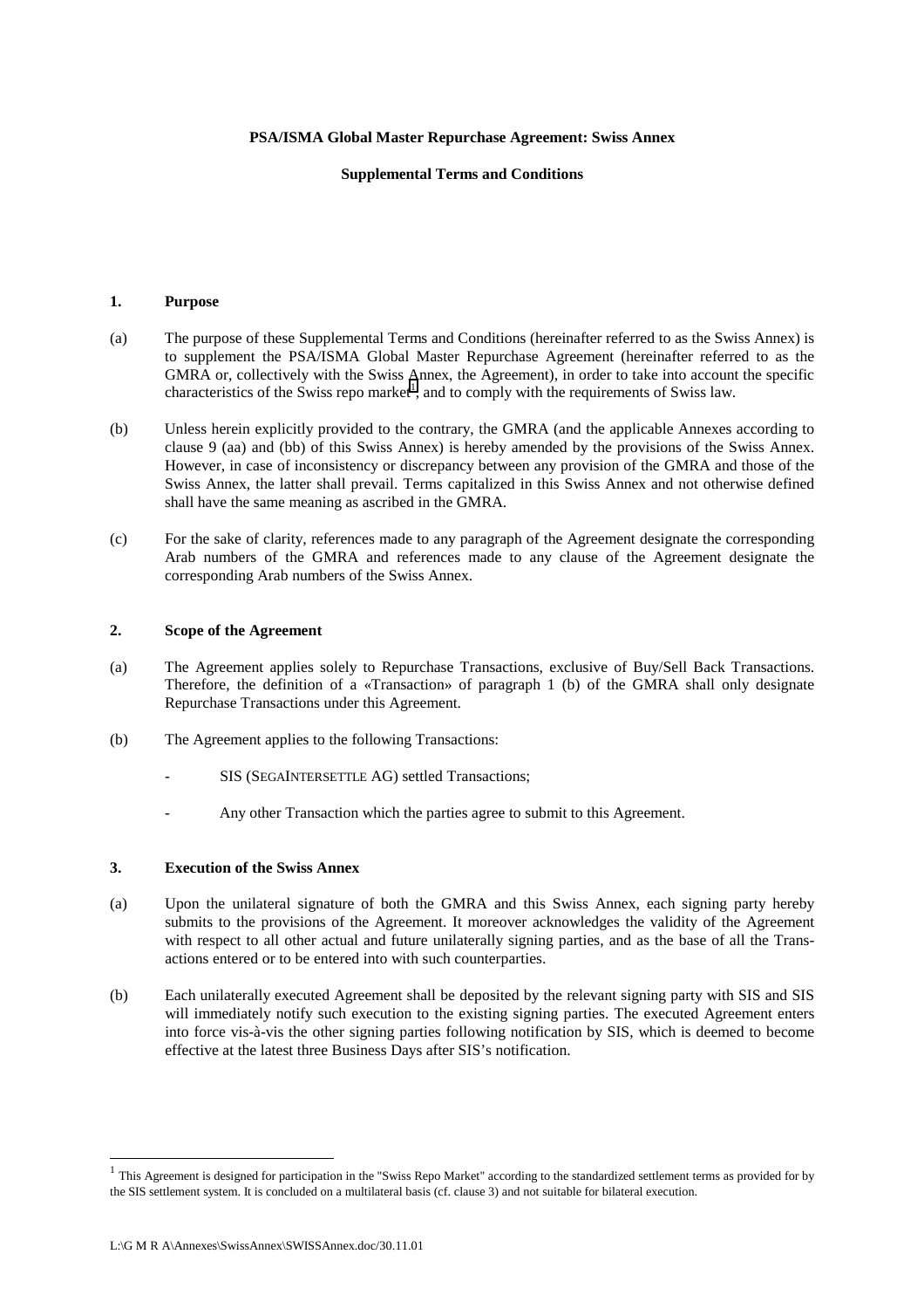**PSA/ISMA Global Master Repurchase Agreement: Swiss Annex**

**Supplemental Terms and Conditions**

## 1. Purpose

(a) The purpose of these Supplemental Terms and Conditions (hereinafter referred to as the Swiss Annex) is to supplement the PSA/ISMA Global Master Repurchase Agreement (hereinafter referred to as the GMRA or, collectively with the Swiss Annex, the Agreement), in order to take into account the specific characteristics of the Swiss repo market[1], and to comply with the requirements of Swiss law.

(b) Unless herein explicitly provided to the contrary, the GMRA (and the applicable Annexes according to clause 9 (aa) and (bb) of this Swiss Annex) is hereby amended by the provisions of the Swiss Annex. However, in case of inconsistency or discrepancy between any provision of the GMRA and those of the Swiss Annex, the latter shall prevail. Terms capitalized in this Swiss Annex and not otherwise defined shall have the same meaning as ascribed in the GMRA.

(c) For the sake of clarity, references made to any paragraph of the Agreement designate the corresponding Arab numbers of the GMRA and references made to any clause of the Agreement designate the corresponding Arab numbers of the Swiss Annex.

## 2. Scope of the Agreement

(a) The Agreement applies solely to Repurchase Transactions, exclusive of Buy/Sell Back Transactions. Therefore, the definition of a «Transaction» of paragraph 1 (b) of the GMRA shall only designate Repurchase Transactions under this Agreement.

(b) The Agreement applies to the following Transactions:

- SIS (SEGAINTERSETTLE AG) settled Transactions;
- Any other Transaction which the parties agree to submit to this Agreement.

## 3. Execution of the Swiss Annex

(a) Upon the unilateral signature of both the GMRA and this Swiss Annex, each signing party hereby submits to the provisions of the Agreement. It moreover acknowledges the validity of the Agreement with respect to all other actual and future unilaterally signing parties, and as the base of all the Transactions entered or to be entered into with such counterparties.

(b) Each unilaterally executed Agreement shall be deposited by the relevant signing party with SIS and SIS will immediately notify such execution to the existing signing parties. The executed Agreement enters into force vis-à-vis the other signing parties following notification by SIS, which is deemed to become effective at the latest three Business Days after SIS's notification.

---

[1] This Agreement is designed for participation in the "Swiss Repo Market" according to the standardized settlement terms as provided for by the SIS settlement system. It is concluded on a multilateral basis (cf. clause 3) and not suitable for bilateral execution.

L:\G M R A\Annexes\SwissAnnex\SWISSAnnex.doc/30.11.01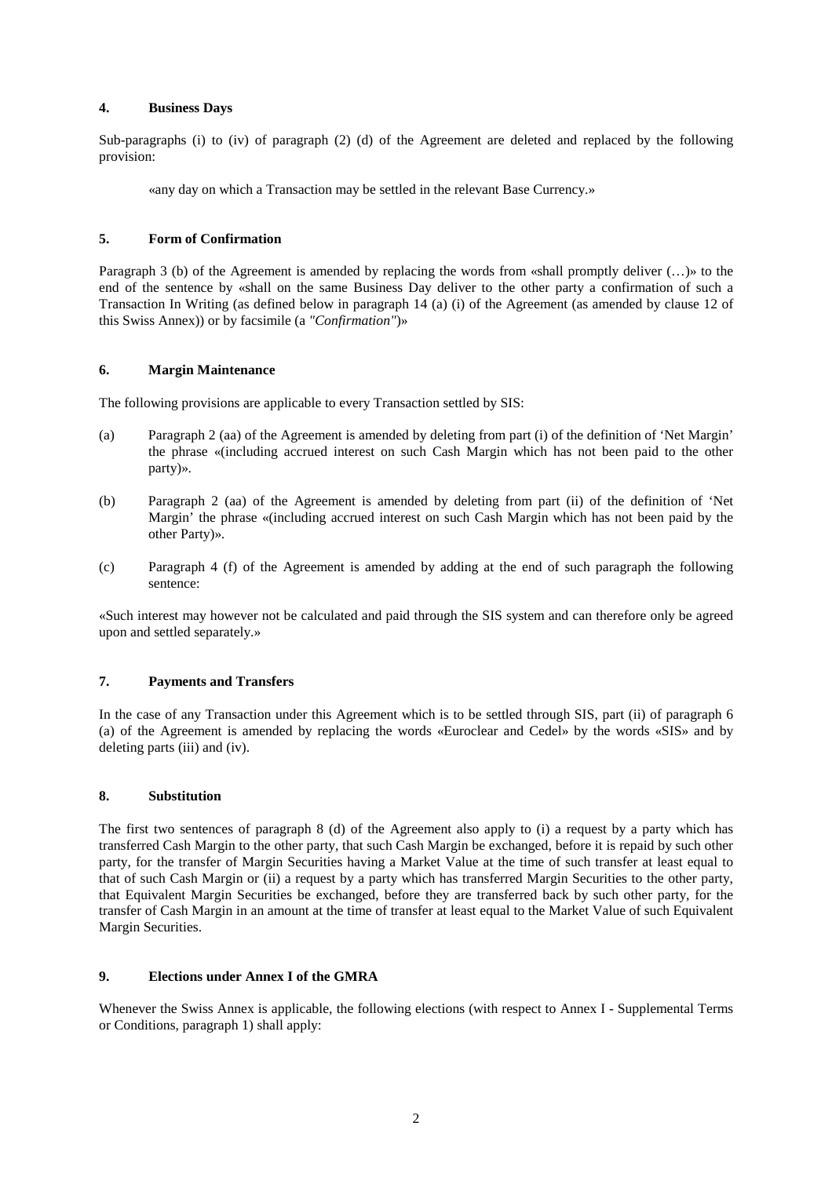#### 4. Business Days

Sub-paragraphs (i) to (iv) of paragraph (2) (d) of the Agreement are deleted and replaced by the following provision:

> «any day on which a Transaction may be settled in the relevant Base Currency.»

#### 5. Form of Confirmation

Paragraph 3 (b) of the Agreement is amended by replacing the words from «shall promptly deliver (…)» to the end of the sentence by «shall on the same Business Day deliver to the other party a confirmation of such a Transaction In Writing (as defined below in paragraph 14 (a) (i) of the Agreement (as amended by clause 12 of this Swiss Annex)) or by facsimile (a *"Confirmation"*)»

#### 6. Margin Maintenance

The following provisions are applicable to every Transaction settled by SIS:

(a) Paragraph 2 (aa) of the Agreement is amended by deleting from part (i) of the definition of 'Net Margin' the phrase «(including accrued interest on such Cash Margin which has not been paid to the other party)».

(b) Paragraph 2 (aa) of the Agreement is amended by deleting from part (ii) of the definition of 'Net Margin' the phrase «(including accrued interest on such Cash Margin which has not been paid by the other Party)».

(c) Paragraph 4 (f) of the Agreement is amended by adding at the end of such paragraph the following sentence:

«Such interest may however not be calculated and paid through the SIS system and can therefore only be agreed upon and settled separately.»

#### 7. Payments and Transfers

In the case of any Transaction under this Agreement which is to be settled through SIS, part (ii) of paragraph 6 (a) of the Agreement is amended by replacing the words «Euroclear and Cedel» by the words «SIS» and by deleting parts (iii) and (iv).

#### 8. Substitution

The first two sentences of paragraph 8 (d) of the Agreement also apply to (i) a request by a party which has transferred Cash Margin to the other party, that such Cash Margin be exchanged, before it is repaid by such other party, for the transfer of Margin Securities having a Market Value at the time of such transfer at least equal to that of such Cash Margin or (ii) a request by a party which has transferred Margin Securities to the other party, that Equivalent Margin Securities be exchanged, before they are transferred back by such other party, for the transfer of Cash Margin in an amount at the time of transfer at least equal to the Market Value of such Equivalent Margin Securities.

#### 9. Elections under Annex I of the GMRA

Whenever the Swiss Annex is applicable, the following elections (with respect to Annex I - Supplemental Terms or Conditions, paragraph 1) shall apply: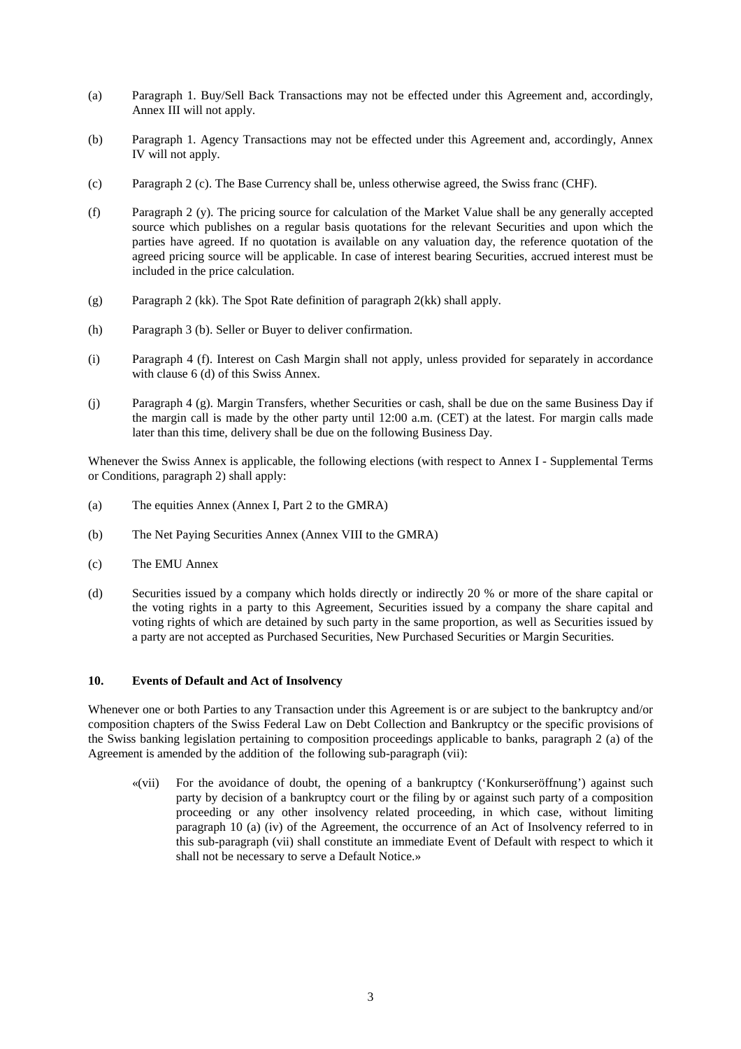(a) Paragraph 1. Buy/Sell Back Transactions may not be effected under this Agreement and, accordingly, Annex III will not apply.

(b) Paragraph 1. Agency Transactions may not be effected under this Agreement and, accordingly, Annex IV will not apply.

(c) Paragraph 2 (c). The Base Currency shall be, unless otherwise agreed, the Swiss franc (CHF).

(f) Paragraph 2 (y). The pricing source for calculation of the Market Value shall be any generally accepted source which publishes on a regular basis quotations for the relevant Securities and upon which the parties have agreed. If no quotation is available on any valuation day, the reference quotation of the agreed pricing source will be applicable. In case of interest bearing Securities, accrued interest must be included in the price calculation.

(g) Paragraph 2 (kk). The Spot Rate definition of paragraph 2(kk) shall apply.

(h) Paragraph 3 (b). Seller or Buyer to deliver confirmation.

(i) Paragraph 4 (f). Interest on Cash Margin shall not apply, unless provided for separately in accordance with clause 6 (d) of this Swiss Annex.

(j) Paragraph 4 (g). Margin Transfers, whether Securities or cash, shall be due on the same Business Day if the margin call is made by the other party until 12:00 a.m. (CET) at the latest. For margin calls made later than this time, delivery shall be due on the following Business Day.

Whenever the Swiss Annex is applicable, the following elections (with respect to Annex I - Supplemental Terms or Conditions, paragraph 2) shall apply:

(a) The equities Annex (Annex I, Part 2 to the GMRA)

(b) The Net Paying Securities Annex (Annex VIII to the GMRA)

(c) The EMU Annex

(d) Securities issued by a company which holds directly or indirectly 20 % or more of the share capital or the voting rights in a party to this Agreement, Securities issued by a company the share capital and voting rights of which are detained by such party in the same proportion, as well as Securities issued by a party are not accepted as Purchased Securities, New Purchased Securities or Margin Securities.

## 10. Events of Default and Act of Insolvency

Whenever one or both Parties to any Transaction under this Agreement is or are subject to the bankruptcy and/or composition chapters of the Swiss Federal Law on Debt Collection and Bankruptcy or the specific provisions of the Swiss banking legislation pertaining to composition proceedings applicable to banks, paragraph 2 (a) of the Agreement is amended by the addition of the following sub-paragraph (vii):

> «(vii) For the avoidance of doubt, the opening of a bankruptcy ('Konkurseröffnung') against such party by decision of a bankruptcy court or the filing by or against such party of a composition proceeding or any other insolvency related proceeding, in which case, without limiting paragraph 10 (a) (iv) of the Agreement, the occurrence of an Act of Insolvency referred to in this sub-paragraph (vii) shall constitute an immediate Event of Default with respect to which it shall not be necessary to serve a Default Notice.»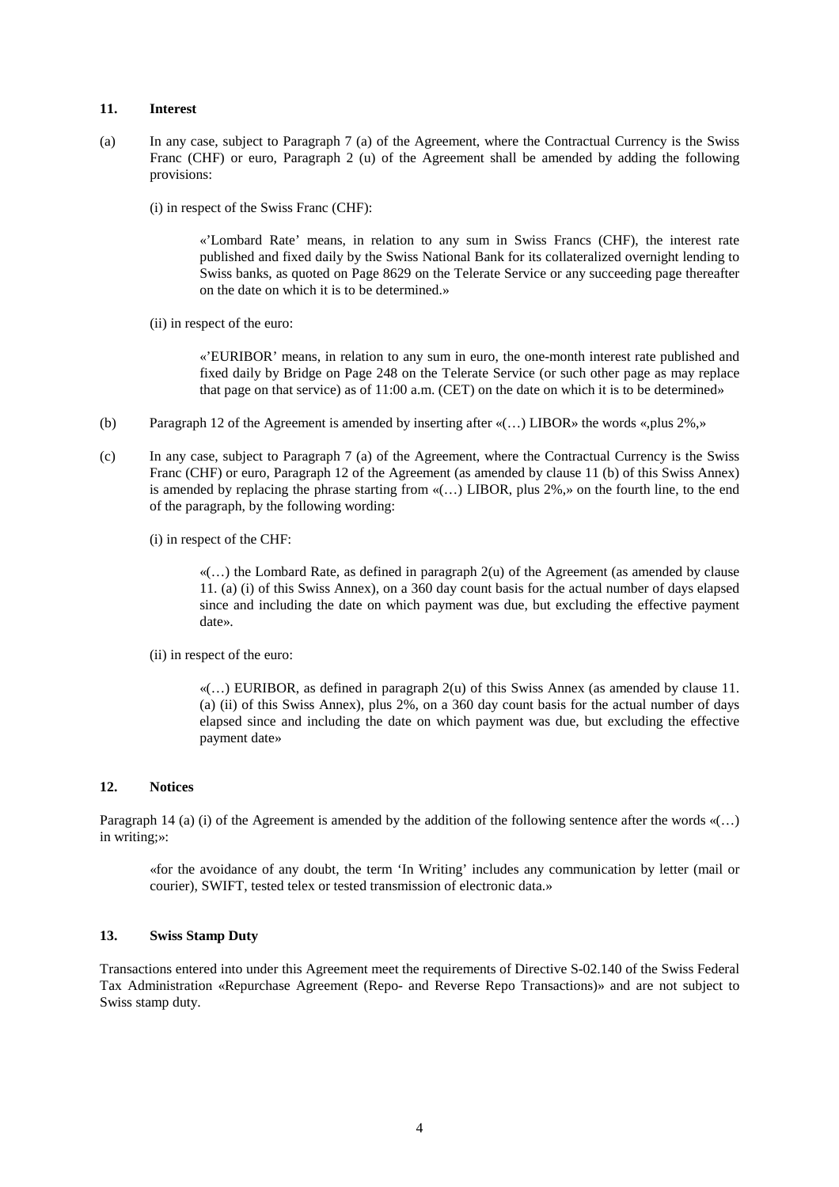## 11. Interest

(a) In any case, subject to Paragraph 7 (a) of the Agreement, where the Contractual Currency is the Swiss Franc (CHF) or euro, Paragraph 2 (u) of the Agreement shall be amended by adding the following provisions:

(i) in respect of the Swiss Franc (CHF):

> «'Lombard Rate' means, in relation to any sum in Swiss Francs (CHF), the interest rate published and fixed daily by the Swiss National Bank for its collateralized overnight lending to Swiss banks, as quoted on Page 8629 on the Telerate Service or any succeeding page thereafter on the date on which it is to be determined.»

(ii) in respect of the euro:

> «'EURIBOR' means, in relation to any sum in euro, the one-month interest rate published and fixed daily by Bridge on Page 248 on the Telerate Service (or such other page as may replace that page on that service) as of 11:00 a.m. (CET) on the date on which it is to be determined»

(b) Paragraph 12 of the Agreement is amended by inserting after «(…) LIBOR» the words «,plus 2%,»

(c) In any case, subject to Paragraph 7 (a) of the Agreement, where the Contractual Currency is the Swiss Franc (CHF) or euro, Paragraph 12 of the Agreement (as amended by clause 11 (b) of this Swiss Annex) is amended by replacing the phrase starting from «(…) LIBOR, plus 2%,» on the fourth line, to the end of the paragraph, by the following wording:

(i) in respect of the CHF:

> «(…) the Lombard Rate, as defined in paragraph 2(u) of the Agreement (as amended by clause 11. (a) (i) of this Swiss Annex), on a 360 day count basis for the actual number of days elapsed since and including the date on which payment was due, but excluding the effective payment date».

(ii) in respect of the euro:

> «(…) EURIBOR, as defined in paragraph 2(u) of this Swiss Annex (as amended by clause 11. (a) (ii) of this Swiss Annex), plus 2%, on a 360 day count basis for the actual number of days elapsed since and including the date on which payment was due, but excluding the effective payment date»

## 12. Notices

Paragraph 14 (a) (i) of the Agreement is amended by the addition of the following sentence after the words «(…) in writing;»:

> «for the avoidance of any doubt, the term 'In Writing' includes any communication by letter (mail or courier), SWIFT, tested telex or tested transmission of electronic data.»

## 13. Swiss Stamp Duty

Transactions entered into under this Agreement meet the requirements of Directive S-02.140 of the Swiss Federal Tax Administration «Repurchase Agreement (Repo- and Reverse Repo Transactions)» and are not subject to Swiss stamp duty.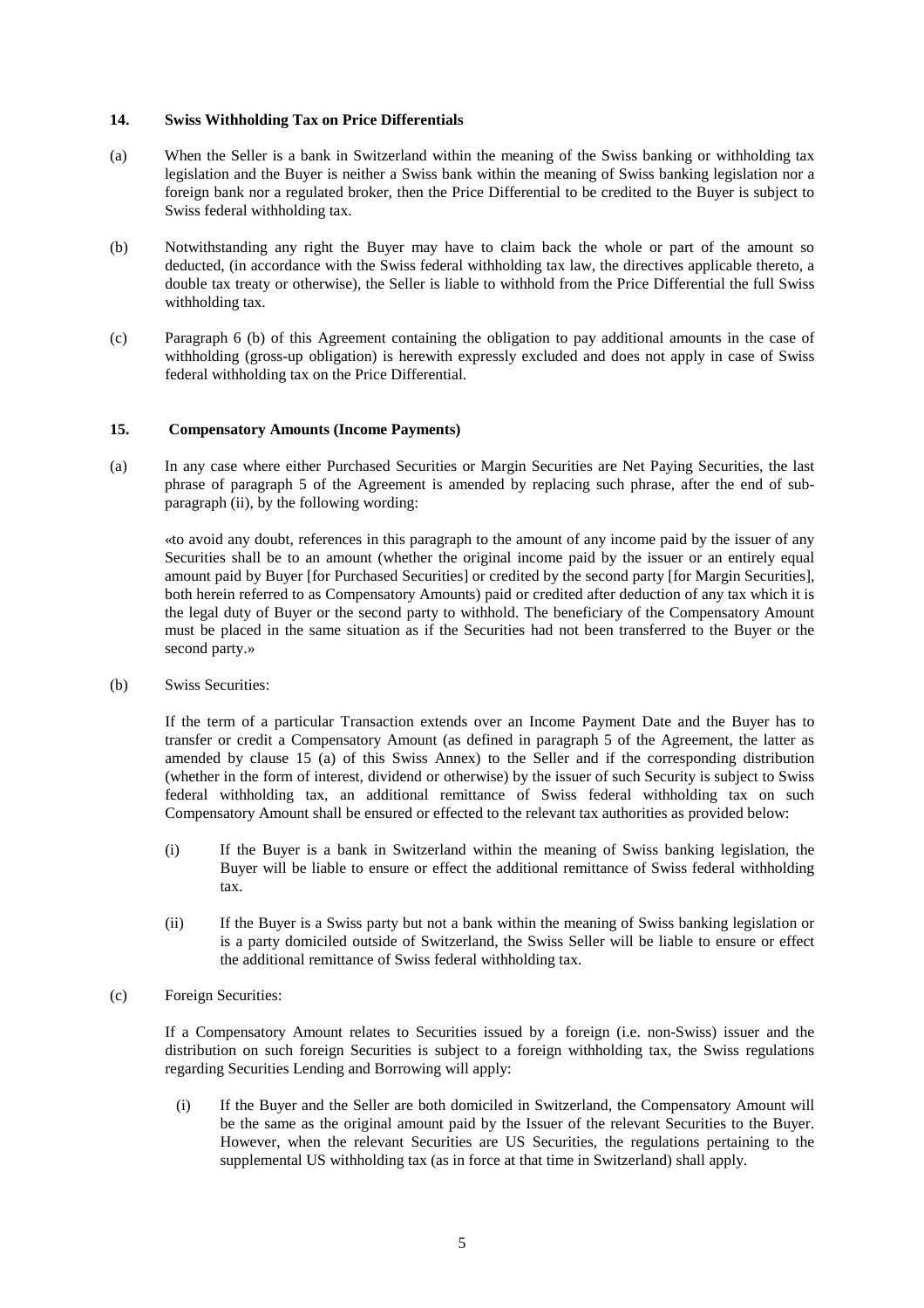## 14. Swiss Withholding Tax on Price Differentials

(a) When the Seller is a bank in Switzerland within the meaning of the Swiss banking or withholding tax legislation and the Buyer is neither a Swiss bank within the meaning of Swiss banking legislation nor a foreign bank nor a regulated broker, then the Price Differential to be credited to the Buyer is subject to Swiss federal withholding tax.

(b) Notwithstanding any right the Buyer may have to claim back the whole or part of the amount so deducted, (in accordance with the Swiss federal withholding tax law, the directives applicable thereto, a double tax treaty or otherwise), the Seller is liable to withhold from the Price Differential the full Swiss withholding tax.

(c) Paragraph 6 (b) of this Agreement containing the obligation to pay additional amounts in the case of withholding (gross-up obligation) is herewith expressly excluded and does not apply in case of Swiss federal withholding tax on the Price Differential.

## 15. Compensatory Amounts (Income Payments)

(a) In any case where either Purchased Securities or Margin Securities are Net Paying Securities, the last phrase of paragraph 5 of the Agreement is amended by replacing such phrase, after the end of sub-paragraph (ii), by the following wording:

«to avoid any doubt, references in this paragraph to the amount of any income paid by the issuer of any Securities shall be to an amount (whether the original income paid by the issuer or an entirely equal amount paid by Buyer [for Purchased Securities] or credited by the second party [for Margin Securities], both herein referred to as Compensatory Amounts) paid or credited after deduction of any tax which it is the legal duty of Buyer or the second party to withhold. The beneficiary of the Compensatory Amount must be placed in the same situation as if the Securities had not been transferred to the Buyer or the second party.»

(b) Swiss Securities:

If the term of a particular Transaction extends over an Income Payment Date and the Buyer has to transfer or credit a Compensatory Amount (as defined in paragraph 5 of the Agreement, the latter as amended by clause 15 (a) of this Swiss Annex) to the Seller and if the corresponding distribution (whether in the form of interest, dividend or otherwise) by the issuer of such Security is subject to Swiss federal withholding tax, an additional remittance of Swiss federal withholding tax on such Compensatory Amount shall be ensured or effected to the relevant tax authorities as provided below:

(i) If the Buyer is a bank in Switzerland within the meaning of Swiss banking legislation, the Buyer will be liable to ensure or effect the additional remittance of Swiss federal withholding tax.

(ii) If the Buyer is a Swiss party but not a bank within the meaning of Swiss banking legislation or is a party domiciled outside of Switzerland, the Swiss Seller will be liable to ensure or effect the additional remittance of Swiss federal withholding tax.

(c) Foreign Securities:

If a Compensatory Amount relates to Securities issued by a foreign (i.e. non-Swiss) issuer and the distribution on such foreign Securities is subject to a foreign withholding tax, the Swiss regulations regarding Securities Lending and Borrowing will apply:

(i) If the Buyer and the Seller are both domiciled in Switzerland, the Compensatory Amount will be the same as the original amount paid by the Issuer of the relevant Securities to the Buyer. However, when the relevant Securities are US Securities, the regulations pertaining to the supplemental US withholding tax (as in force at that time in Switzerland) shall apply.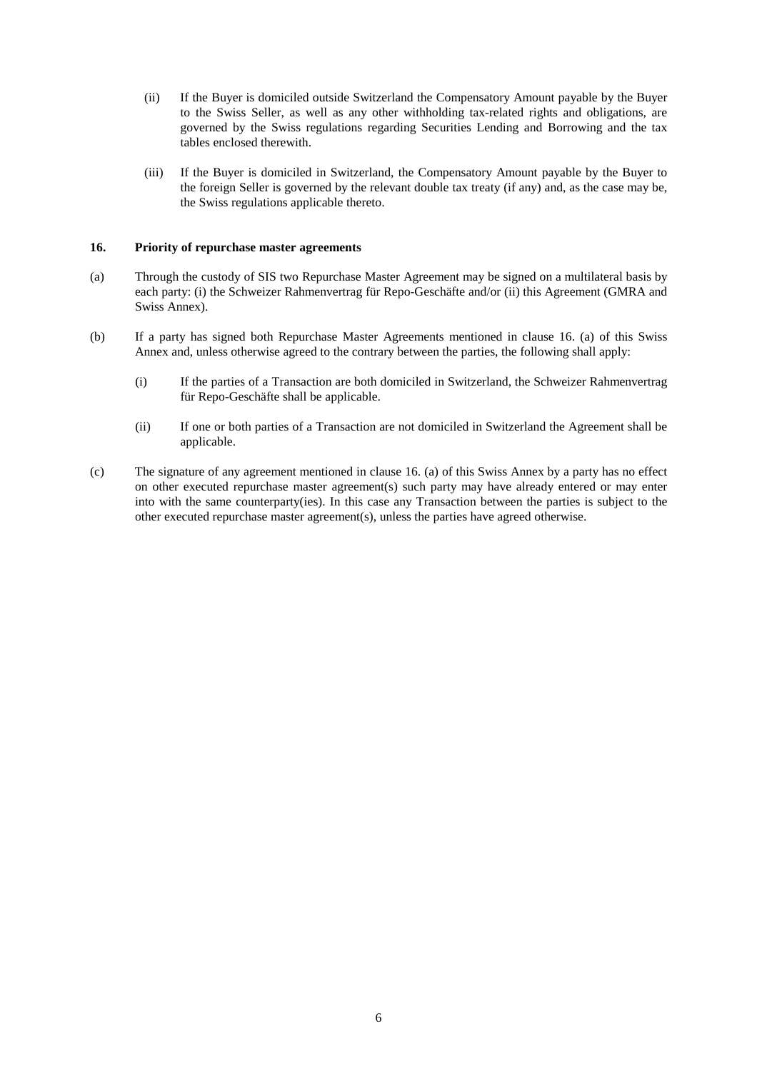(ii) If the Buyer is domiciled outside Switzerland the Compensatory Amount payable by the Buyer to the Swiss Seller, as well as any other withholding tax-related rights and obligations, are governed by the Swiss regulations regarding Securities Lending and Borrowing and the tax tables enclosed therewith.

(iii) If the Buyer is domiciled in Switzerland, the Compensatory Amount payable by the Buyer to the foreign Seller is governed by the relevant double tax treaty (if any) and, as the case may be, the Swiss regulations applicable thereto.

## 16. Priority of repurchase master agreements

(a) Through the custody of SIS two Repurchase Master Agreement may be signed on a multilateral basis by each party: (i) the Schweizer Rahmenvertrag für Repo-Geschäfte and/or (ii) this Agreement (GMRA and Swiss Annex).

(b) If a party has signed both Repurchase Master Agreements mentioned in clause 16. (a) of this Swiss Annex and, unless otherwise agreed to the contrary between the parties, the following shall apply:

(i) If the parties of a Transaction are both domiciled in Switzerland, the Schweizer Rahmenvertrag für Repo-Geschäfte shall be applicable.

(ii) If one or both parties of a Transaction are not domiciled in Switzerland the Agreement shall be applicable.

(c) The signature of any agreement mentioned in clause 16. (a) of this Swiss Annex by a party has no effect on other executed repurchase master agreement(s) such party may have already entered or may enter into with the same counterparty(ies). In this case any Transaction between the parties is subject to the other executed repurchase master agreement(s), unless the parties have agreed otherwise.